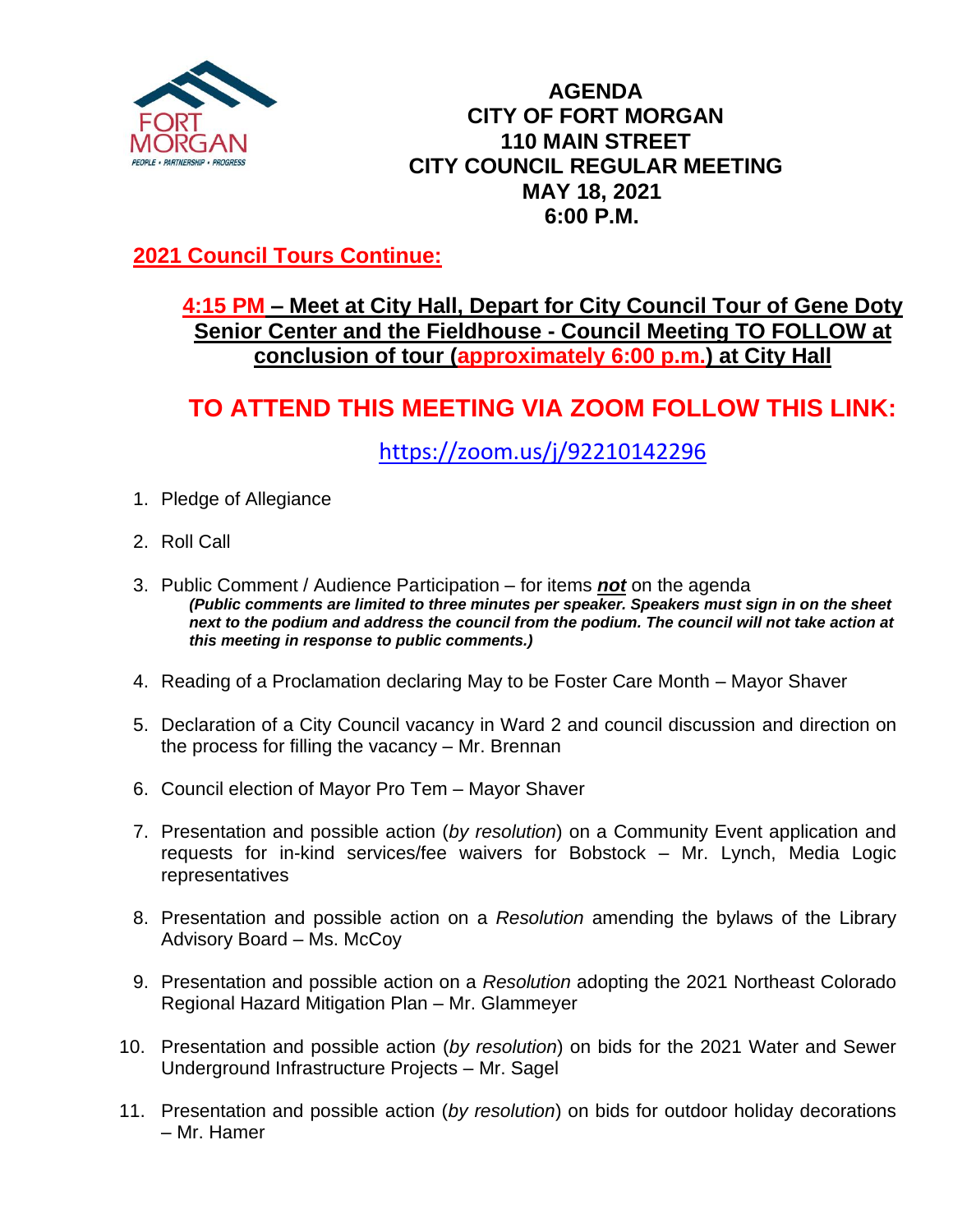FORT MORGAN
PEOPLE • PARTNERSHIP • PROGRESS

# AGENDA
# CITY OF FORT MORGAN
# 110 MAIN STREET
# CITY COUNCIL REGULAR MEETING
# MAY 18, 2021
# 6:00 P.M.

**2021 Council Tours Continue:**

**4:15 PM – Meet at City Hall, Depart for City Council Tour of Gene Doty Senior Center and the Fieldhouse - Council Meeting TO FOLLOW at conclusion of tour (approximately 6:00 p.m.) at City Hall**

## TO ATTEND THIS MEETING VIA ZOOM FOLLOW THIS LINK:

https://zoom.us/j/92210142296

1. Pledge of Allegiance

2. Roll Call

3. Public Comment / Audience Participation – for items ***not*** on the agenda
   ***(Public comments are limited to three minutes per speaker. Speakers must sign in on the sheet next to the podium and address the council from the podium. The council will not take action at this meeting in response to public comments.)***

4. Reading of a Proclamation declaring May to be Foster Care Month – Mayor Shaver

5. Declaration of a City Council vacancy in Ward 2 and council discussion and direction on the process for filling the vacancy – Mr. Brennan

6. Council election of Mayor Pro Tem – Mayor Shaver

7. Presentation and possible action (*by resolution*) on a Community Event application and requests for in-kind services/fee waivers for Bobstock – Mr. Lynch, Media Logic representatives

8. Presentation and possible action on a *Resolution* amending the bylaws of the Library Advisory Board – Ms. McCoy

9. Presentation and possible action on a *Resolution* adopting the 2021 Northeast Colorado Regional Hazard Mitigation Plan – Mr. Glammeyer

10. Presentation and possible action (*by resolution*) on bids for the 2021 Water and Sewer Underground Infrastructure Projects – Mr. Sagel

11. Presentation and possible action (*by resolution*) on bids for outdoor holiday decorations – Mr. Hamer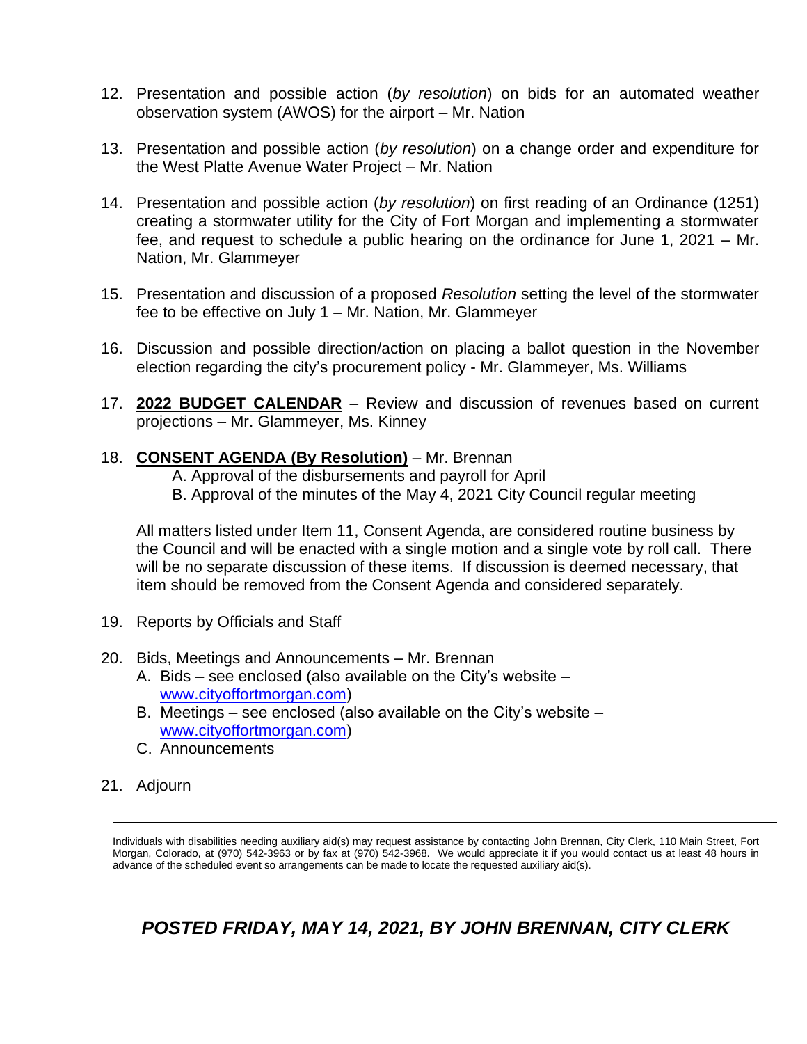12. Presentation and possible action (*by resolution*) on bids for an automated weather observation system (AWOS) for the airport – Mr. Nation

13. Presentation and possible action (*by resolution*) on a change order and expenditure for the West Platte Avenue Water Project – Mr. Nation

14. Presentation and possible action (*by resolution*) on first reading of an Ordinance (1251) creating a stormwater utility for the City of Fort Morgan and implementing a stormwater fee, and request to schedule a public hearing on the ordinance for June 1, 2021 – Mr. Nation, Mr. Glammeyer

15. Presentation and discussion of a proposed *Resolution* setting the level of the stormwater fee to be effective on July 1 – Mr. Nation, Mr. Glammeyer

16. Discussion and possible direction/action on placing a ballot question in the November election regarding the city's procurement policy - Mr. Glammeyer, Ms. Williams

17. **2022 BUDGET CALENDAR** – Review and discussion of revenues based on current projections – Mr. Glammeyer, Ms. Kinney

18. **CONSENT AGENDA (By Resolution)** – Mr. Brennan
    - A. Approval of the disbursements and payroll for April
    - B. Approval of the minutes of the May 4, 2021 City Council regular meeting

    All matters listed under Item 11, Consent Agenda, are considered routine business by the Council and will be enacted with a single motion and a single vote by roll call. There will be no separate discussion of these items. If discussion is deemed necessary, that item should be removed from the Consent Agenda and considered separately.

19. Reports by Officials and Staff

20. Bids, Meetings and Announcements – Mr. Brennan
    - A. Bids – see enclosed (also available on the City's website – www.cityoffortmorgan.com)
    - B. Meetings – see enclosed (also available on the City's website – www.cityoffortmorgan.com)
    - C. Announcements

21. Adjourn

---

Individuals with disabilities needing auxiliary aid(s) may request assistance by contacting John Brennan, City Clerk, 110 Main Street, Fort Morgan, Colorado, at (970) 542-3963 or by fax at (970) 542-3968. We would appreciate it if you would contact us at least 48 hours in advance of the scheduled event so arrangements can be made to locate the requested auxiliary aid(s).

---

***POSTED FRIDAY, MAY 14, 2021, BY JOHN BRENNAN, CITY CLERK***